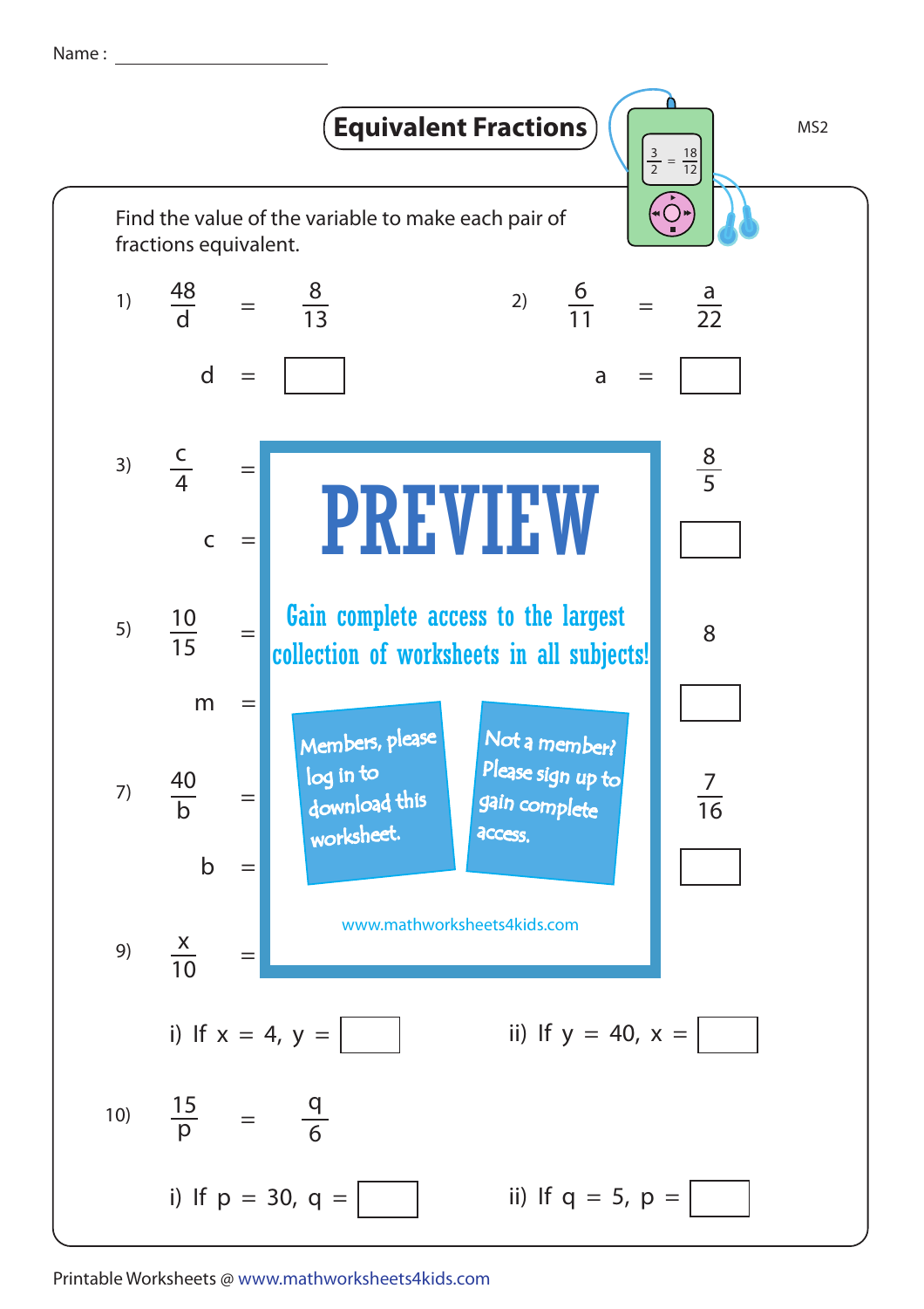Name : ____________________

# Equivalent Fractions

MS2

Find the value of the variable to make each pair of fractions equivalent.

1) $\frac{48}{d} = \frac{8}{13}$

d = ☐

2) $\frac{6}{11} = \frac{a}{22}$

a = ☐

3) $\frac{c}{4} =$ $\frac{8}{5}$

c = ☐

PREVIEW

Gain complete access to the largest collection of worksheets in all subjects!

Members, please log in to download this worksheet.

Not a member? Please sign up to gain complete access.

www.mathworksheets4kids.com

5) $\frac{10}{15} =$ 8

m = ☐

7) $\frac{40}{b} =$ $\frac{7}{16}$

b = ☐

9) $\frac{x}{10} =$

i) If x = 4, y = ☐

ii) If y = 40, x = ☐

10) $\frac{15}{p} = \frac{q}{6}$

i) If p = 30, q = ☐

ii) If q = 5, p = ☐

Printable Worksheets @ www.mathworksheets4kids.com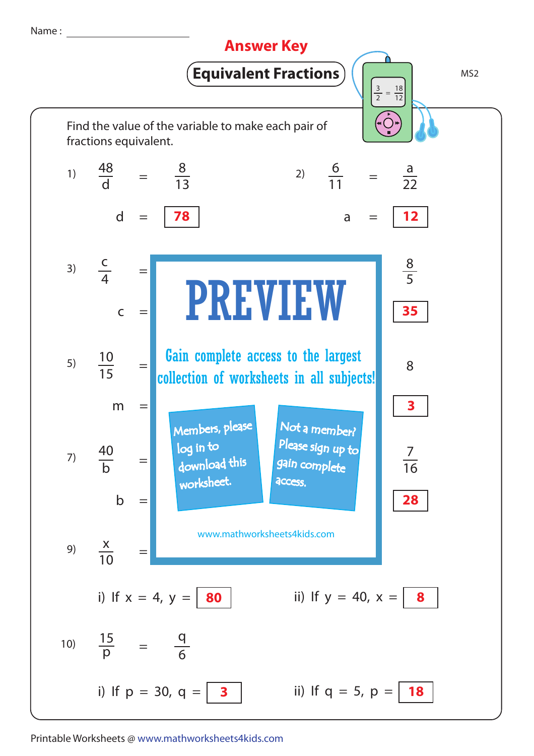Name : ____________________

**Answer Key**

# Equivalent Fractions

MS2

$\frac{3}{2} = \frac{18}{12}$

Find the value of the variable to make each pair of fractions equivalent.

1) $\frac{48}{d} = \frac{8}{13}$

$d =$ **78**

2) $\frac{6}{11} = \frac{a}{22}$

$a =$ **12**

3) $\frac{c}{4} =$ ... $\frac{8}{5}$

$c =$ ... **35**

5) $\frac{10}{15} =$ ... 8

$m =$ ... **3**

7) $\frac{40}{b} =$ ... $\frac{7}{16}$

$b =$ ... **28**

9) $\frac{x}{10} =$

i) If $x = 4$, $y =$ **80**

ii) If $y = 40$, $x =$ **8**

10) $\frac{15}{p} = \frac{q}{6}$

i) If $p = 30$, $q =$ **3**

ii) If $q = 5$, $p =$ **18**

PREVIEW

Gain complete access to the largest collection of worksheets in all subjects!

Members, please log in to download this worksheet.

Not a member? Please sign up to gain complete access.

www.mathworksheets4kids.com

Printable Worksheets @ www.mathworksheets4kids.com